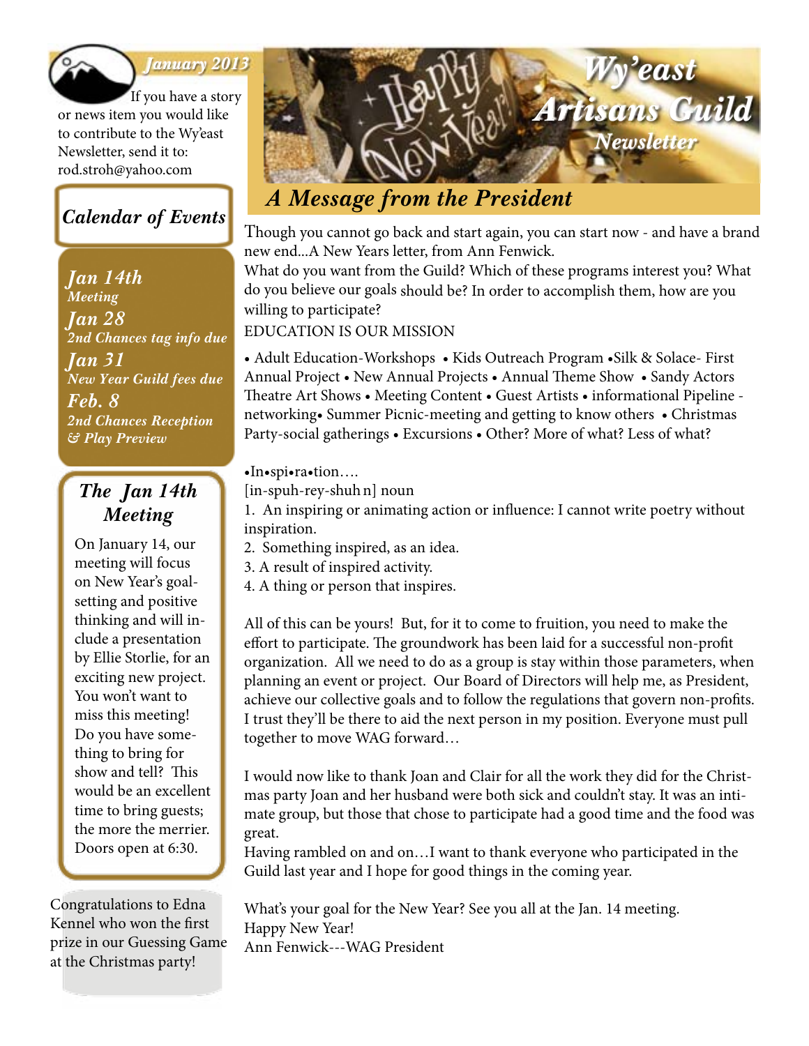# Wy'east Artisans Guild Newsletter

*January 2013*

If you have a story or news item you would like to contribute to the Wy'east Newsletter, send it to: rod.stroh@yahoo.com

## Calendar of Events

***Jan 14th***
*Meeting*

***Jan 28***
*2nd Chances tag info due*

***Jan 31***
*New Year Guild fees due*

***Feb. 8***
*2nd Chances Reception & Play Preview*

## The Jan 14th Meeting

On January 14, our meeting will focus on New Year's goal-setting and positive thinking and will include a presentation by Ellie Storlie, for an exciting new project. You won't want to miss this meeting! Do you have something to bring for show and tell? This would be an excellent time to bring guests; the more the merrier. Doors open at 6:30.

Congratulations to Edna Kennel who won the first prize in our Guessing Game at the Christmas party!

## A Message from the President

Though you cannot go back and start again, you can start now - and have a brand new end...A New Years letter, from Ann Fenwick.

What do you want from the Guild? Which of these programs interest you? What do you believe our goals should be? In order to accomplish them, how are you willing to participate?

EDUCATION IS OUR MISSION

• Adult Education-Workshops • Kids Outreach Program •Silk & Solace- First Annual Project • New Annual Projects • Annual Theme Show • Sandy Actors Theatre Art Shows • Meeting Content • Guest Artists • informational Pipeline - networking• Summer Picnic-meeting and getting to know others • Christmas Party-social gatherings • Excursions • Other? More of what? Less of what?

•In•spi•ra•tion….
[in-spuh-rey-shuh n] noun
1. An inspiring or animating action or influence: I cannot write poetry without inspiration.
2. Something inspired, as an idea.
3. A result of inspired activity.
4. A thing or person that inspires.

All of this can be yours! But, for it to come to fruition, you need to make the effort to participate. The groundwork has been laid for a successful non-profit organization. All we need to do as a group is stay within those parameters, when planning an event or project. Our Board of Directors will help me, as President, achieve our collective goals and to follow the regulations that govern non-profits. I trust they'll be there to aid the next person in my position. Everyone must pull together to move WAG forward…

I would now like to thank Joan and Clair for all the work they did for the Christmas party Joan and her husband were both sick and couldn't stay. It was an intimate group, but those that chose to participate had a good time and the food was great.

Having rambled on and on…I want to thank everyone who participated in the Guild last year and I hope for good things in the coming year.

What's your goal for the New Year? See you all at the Jan. 14 meeting.
Happy New Year!
Ann Fenwick---WAG President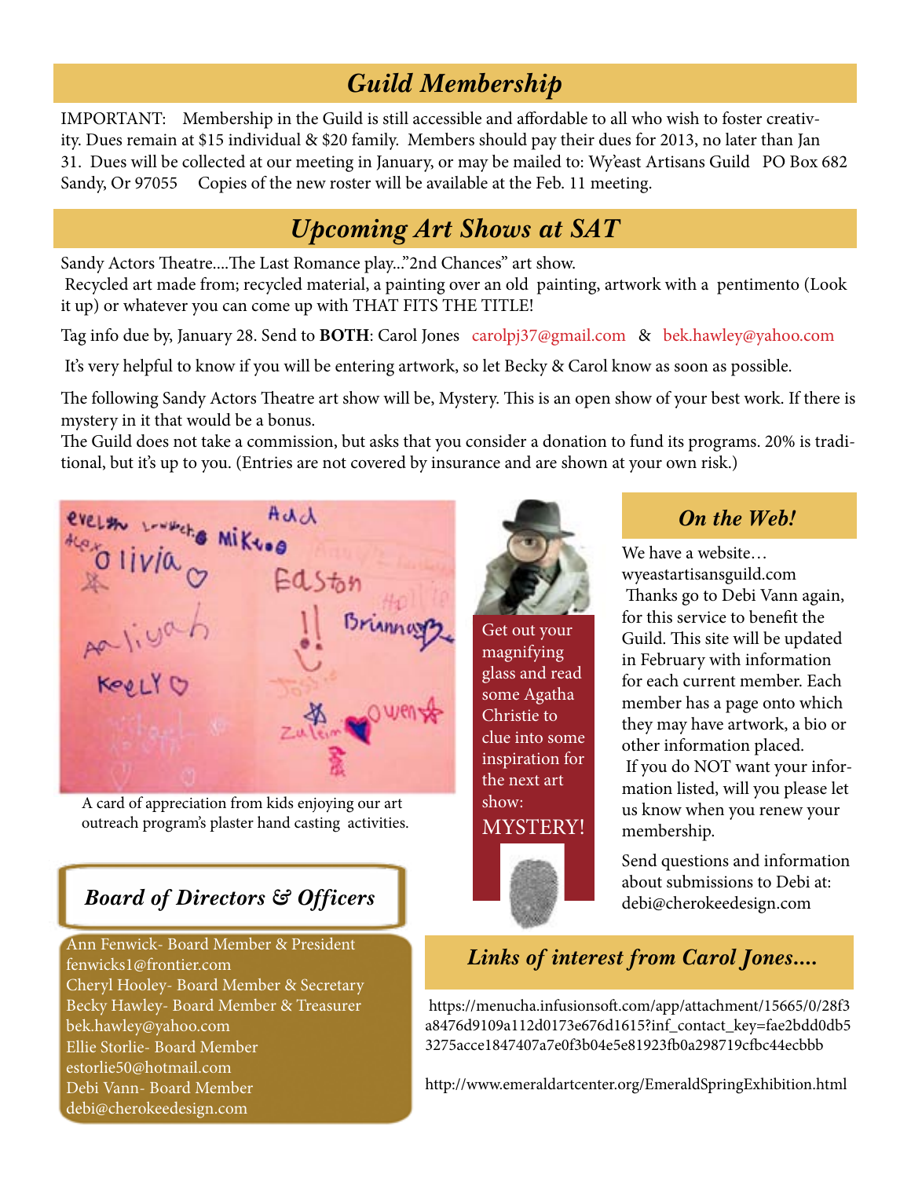## Guild Membership

IMPORTANT: Membership in the Guild is still accessible and affordable to all who wish to foster creativity. Dues remain at $15 individual & $20 family. Members should pay their dues for 2013, no later than Jan 31. Dues will be collected at our meeting in January, or may be mailed to: Wy'east Artisans Guild PO Box 682 Sandy, Or 97055 Copies of the new roster will be available at the Feb. 11 meeting.

## Upcoming Art Shows at SAT

Sandy Actors Theatre....The Last Romance play..."2nd Chances" art show.
Recycled art made from; recycled material, a painting over an old painting, artwork with a pentimento (Look it up) or whatever you can come up with THAT FITS THE TITLE!

Tag info due by, January 28. Send to **BOTH**: Carol Jones carolpj37@gmail.com & bek.hawley@yahoo.com

It's very helpful to know if you will be entering artwork, so let Becky & Carol know as soon as possible.

The following Sandy Actors Theatre art show will be, Mystery. This is an open show of your best work. If there is mystery in it that would be a bonus.
The Guild does not take a commission, but asks that you consider a donation to fund its programs. 20% is traditional, but it's up to you. (Entries are not covered by insurance and are shown at your own risk.)

A card of appreciation from kids enjoying our art outreach program's plaster hand casting activities.

Get out your magnifying glass and read some Agatha Christie to clue into some inspiration for the next art show: MYSTERY!

## On the Web!

We have a website… wyeastartisansguild.com
Thanks go to Debi Vann again, for this service to benefit the Guild. This site will be updated in February with information for each current member. Each member has a page onto which they may have artwork, a bio or other information placed.
If you do NOT want your information listed, will you please let us know when you renew your membership.

Send questions and information about submissions to Debi at: debi@cherokeedesign.com

## Board of Directors & Officers

Ann Fenwick- Board Member & President
fenwicks1@frontier.com
Cheryl Hooley- Board Member & Secretary
Becky Hawley- Board Member & Treasurer
bek.hawley@yahoo.com
Ellie Storlie- Board Member
estorlie50@hotmail.com
Debi Vann- Board Member
debi@cherokeedesign.com

## Links of interest from Carol Jones....

https://menucha.infusionsoft.com/app/attachment/15665/0/28f3a8476d9109a112d0173e676d1615?inf_contact_key=fae2bdd0db53275acce1847407a7e0f3b04e5e81923fb0a298719cfbc44ecbbb

http://www.emeraldartcenter.org/EmeraldSpringExhibition.html